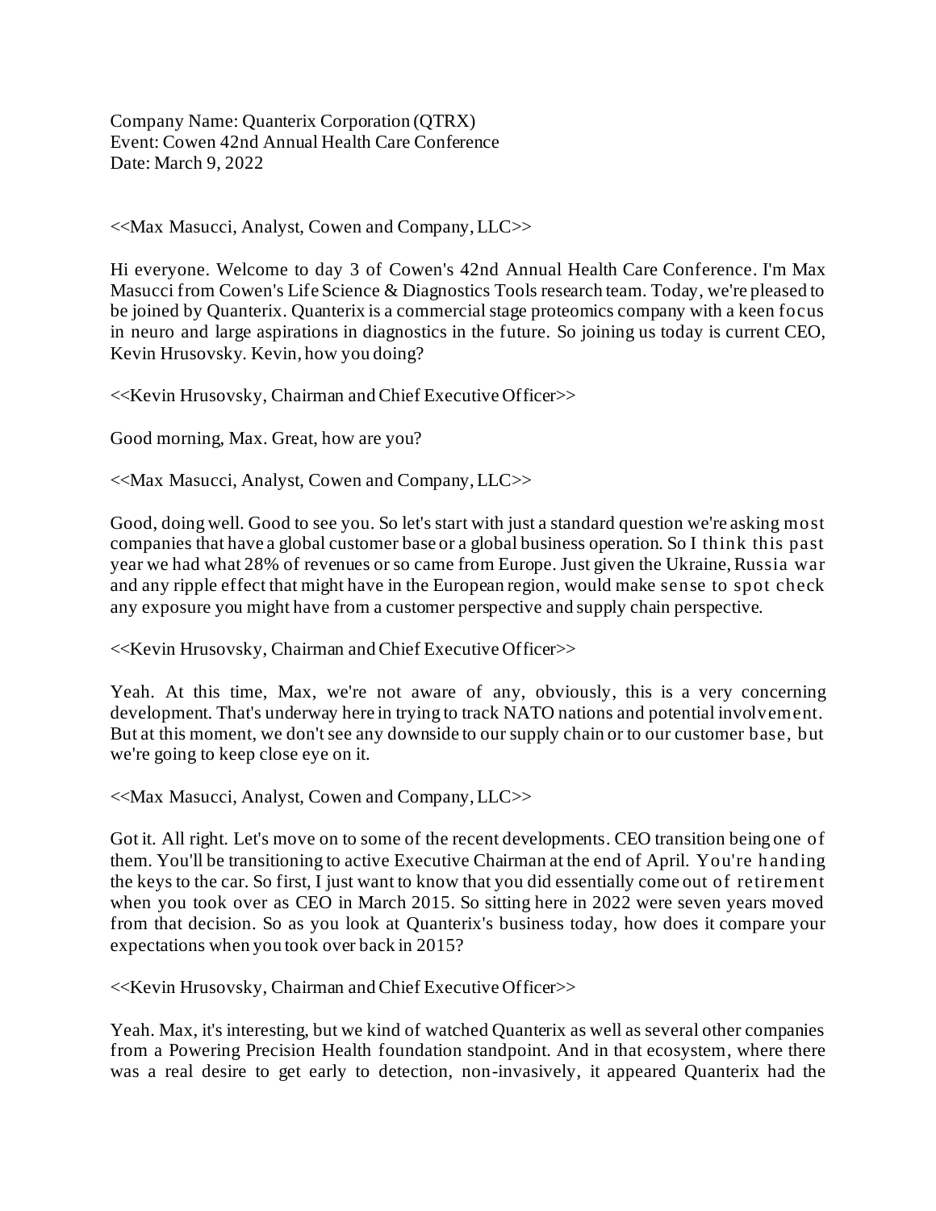Company Name: Quanterix Corporation (QTRX)
Event: Cowen 42nd Annual Health Care Conference
Date: March 9, 2022

<<Max Masucci, Analyst, Cowen and Company, LLC>>

Hi everyone. Welcome to day 3 of Cowen's 42nd Annual Health Care Conference. I'm Max Masucci from Cowen's Life Science & Diagnostics Tools research team. Today, we're pleased to be joined by Quanterix. Quanterix is a commercial stage proteomics company with a keen focus in neuro and large aspirations in diagnostics in the future. So joining us today is current CEO, Kevin Hrusovsky. Kevin, how you doing?

<<Kevin Hrusovsky, Chairman and Chief Executive Officer>>

Good morning, Max. Great, how are you?

<<Max Masucci, Analyst, Cowen and Company, LLC>>

Good, doing well. Good to see you. So let's start with just a standard question we're asking most companies that have a global customer base or a global business operation. So I think this past year we had what 28% of revenues or so came from Europe. Just given the Ukraine, Russia war and any ripple effect that might have in the European region, would make sense to spot check any exposure you might have from a customer perspective and supply chain perspective.

<<Kevin Hrusovsky, Chairman and Chief Executive Officer>>

Yeah. At this time, Max, we're not aware of any, obviously, this is a very concerning development. That's underway here in trying to track NATO nations and potential involvement. But at this moment, we don't see any downside to our supply chain or to our customer base, but we're going to keep close eye on it.

<<Max Masucci, Analyst, Cowen and Company, LLC>>

Got it. All right. Let's move on to some of the recent developments. CEO transition being one of them. You'll be transitioning to active Executive Chairman at the end of April. You're handing the keys to the car. So first, I just want to know that you did essentially come out of retirement when you took over as CEO in March 2015. So sitting here in 2022 were seven years moved from that decision. So as you look at Quanterix's business today, how does it compare your expectations when you took over back in 2015?

<<Kevin Hrusovsky, Chairman and Chief Executive Officer>>

Yeah. Max, it's interesting, but we kind of watched Quanterix as well as several other companies from a Powering Precision Health foundation standpoint. And in that ecosystem, where there was a real desire to get early to detection, non-invasively, it appeared Quanterix had the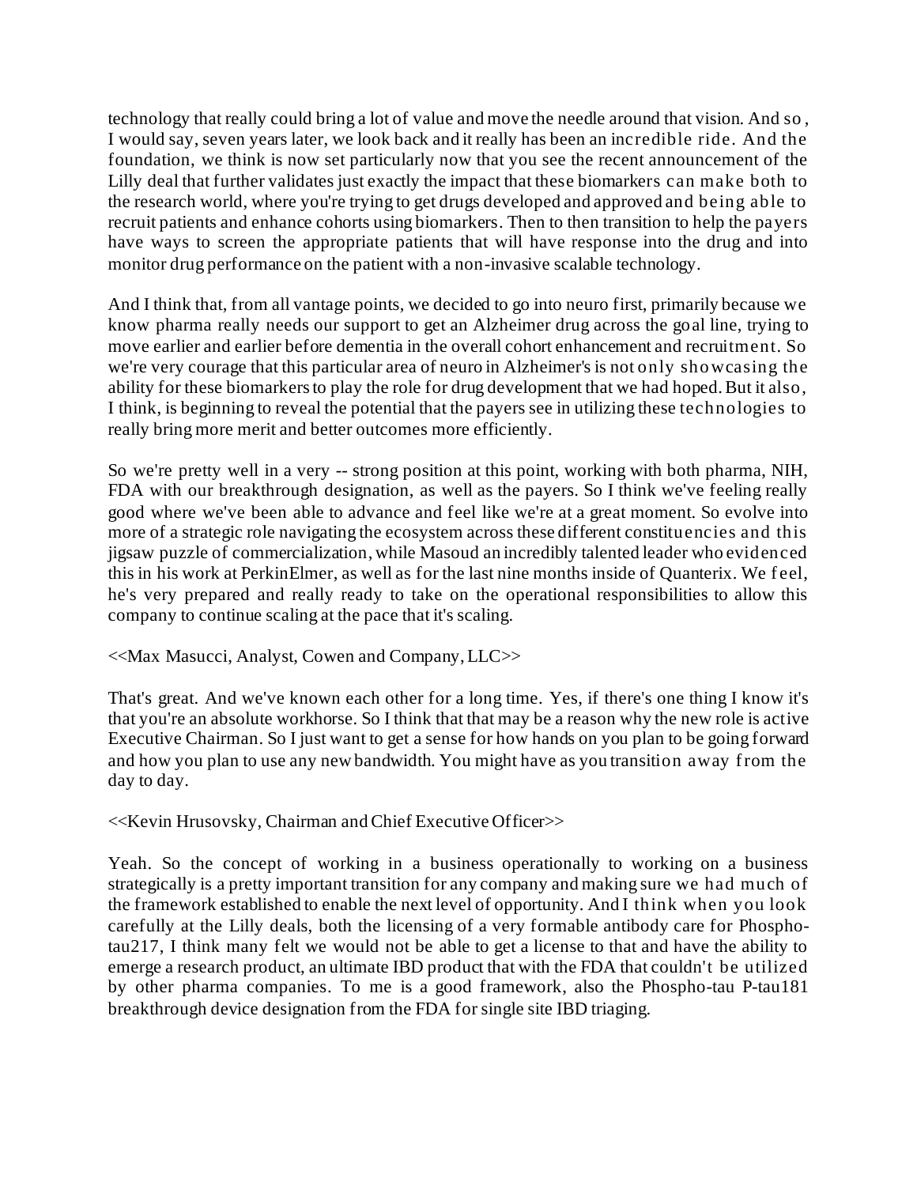technology that really could bring a lot of value and move the needle around that vision. And so, I would say, seven years later, we look back and it really has been an incredible ride. And the foundation, we think is now set particularly now that you see the recent announcement of the Lilly deal that further validates just exactly the impact that these biomarkers can make both to the research world, where you're trying to get drugs developed and approved and being able to recruit patients and enhance cohorts using biomarkers. Then to then transition to help the payers have ways to screen the appropriate patients that will have response into the drug and into monitor drug performance on the patient with a non-invasive scalable technology.

And I think that, from all vantage points, we decided to go into neuro first, primarily because we know pharma really needs our support to get an Alzheimer drug across the goal line, trying to move earlier and earlier before dementia in the overall cohort enhancement and recruitment. So we're very courage that this particular area of neuro in Alzheimer's is not only showcasing the ability for these biomarkers to play the role for drug development that we had hoped. But it also, I think, is beginning to reveal the potential that the payers see in utilizing these technologies to really bring more merit and better outcomes more efficiently.

So we're pretty well in a very -- strong position at this point, working with both pharma, NIH, FDA with our breakthrough designation, as well as the payers. So I think we've feeling really good where we've been able to advance and feel like we're at a great moment. So evolve into more of a strategic role navigating the ecosystem across these different constituencies and this jigsaw puzzle of commercialization, while Masoud an incredibly talented leader who evidenced this in his work at PerkinElmer, as well as for the last nine months inside of Quanterix. We feel, he's very prepared and really ready to take on the operational responsibilities to allow this company to continue scaling at the pace that it's scaling.

<<Max Masucci, Analyst, Cowen and Company, LLC>>

That's great. And we've known each other for a long time. Yes, if there's one thing I know it's that you're an absolute workhorse. So I think that that may be a reason why the new role is active Executive Chairman. So I just want to get a sense for how hands on you plan to be going forward and how you plan to use any new bandwidth. You might have as you transition away from the day to day.

<<Kevin Hrusovsky, Chairman and Chief Executive Officer>>

Yeah. So the concept of working in a business operationally to working on a business strategically is a pretty important transition for any company and making sure we had much of the framework established to enable the next level of opportunity. And I think when you look carefully at the Lilly deals, both the licensing of a very formable antibody care for Phospho-tau217, I think many felt we would not be able to get a license to that and have the ability to emerge a research product, an ultimate IBD product that with the FDA that couldn't be utilized by other pharma companies. To me is a good framework, also the Phospho-tau P-tau181 breakthrough device designation from the FDA for single site IBD triaging.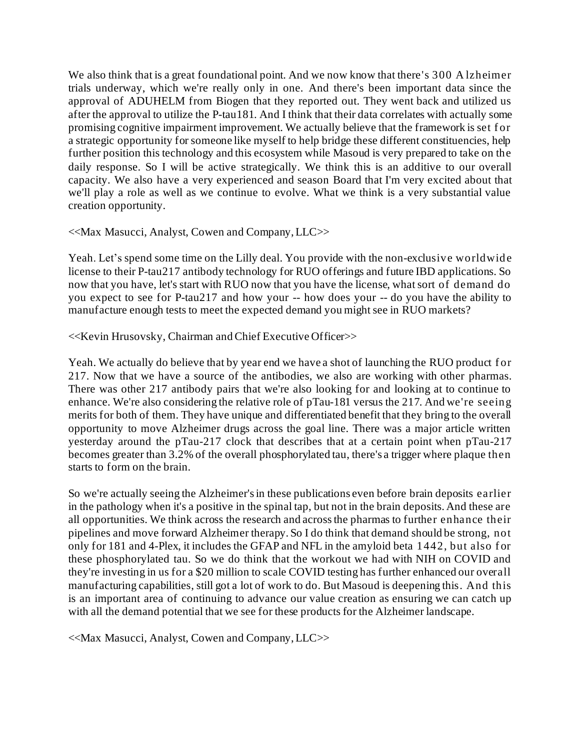We also think that is a great foundational point. And we now know that there's 300 Alzheimer trials underway, which we're really only in one. And there's been important data since the approval of ADUHELM from Biogen that they reported out. They went back and utilized us after the approval to utilize the P-tau181. And I think that their data correlates with actually some promising cognitive impairment improvement. We actually believe that the framework is set for a strategic opportunity for someone like myself to help bridge these different constituencies, help further position this technology and this ecosystem while Masoud is very prepared to take on the daily response. So I will be active strategically. We think this is an additive to our overall capacity. We also have a very experienced and season Board that I'm very excited about that we'll play a role as well as we continue to evolve. What we think is a very substantial value creation opportunity.

<<Max Masucci, Analyst, Cowen and Company, LLC>>

Yeah. Let's spend some time on the Lilly deal. You provide with the non-exclusive worldwide license to their P-tau217 antibody technology for RUO offerings and future IBD applications. So now that you have, let's start with RUO now that you have the license, what sort of demand do you expect to see for P-tau217 and how your -- how does your -- do you have the ability to manufacture enough tests to meet the expected demand you might see in RUO markets?

<<Kevin Hrusovsky, Chairman and Chief Executive Officer>>

Yeah. We actually do believe that by year end we have a shot of launching the RUO product for 217. Now that we have a source of the antibodies, we also are working with other pharmas. There was other 217 antibody pairs that we're also looking for and looking at to continue to enhance. We're also considering the relative role of pTau-181 versus the 217. And we're seeing merits for both of them. They have unique and differentiated benefit that they bring to the overall opportunity to move Alzheimer drugs across the goal line. There was a major article written yesterday around the pTau-217 clock that describes that at a certain point when pTau-217 becomes greater than 3.2% of the overall phosphorylated tau, there's a trigger where plaque then starts to form on the brain.

So we're actually seeing the Alzheimer's in these publications even before brain deposits earlier in the pathology when it's a positive in the spinal tap, but not in the brain deposits. And these are all opportunities. We think across the research and across the pharmas to further enhance their pipelines and move forward Alzheimer therapy. So I do think that demand should be strong, not only for 181 and 4-Plex, it includes the GFAP and NFL in the amyloid beta 1442, but also for these phosphorylated tau. So we do think that the workout we had with NIH on COVID and they're investing in us for a $20 million to scale COVID testing has further enhanced our overall manufacturing capabilities, still got a lot of work to do. But Masoud is deepening this. And this is an important area of continuing to advance our value creation as ensuring we can catch up with all the demand potential that we see for these products for the Alzheimer landscape.

<<Max Masucci, Analyst, Cowen and Company, LLC>>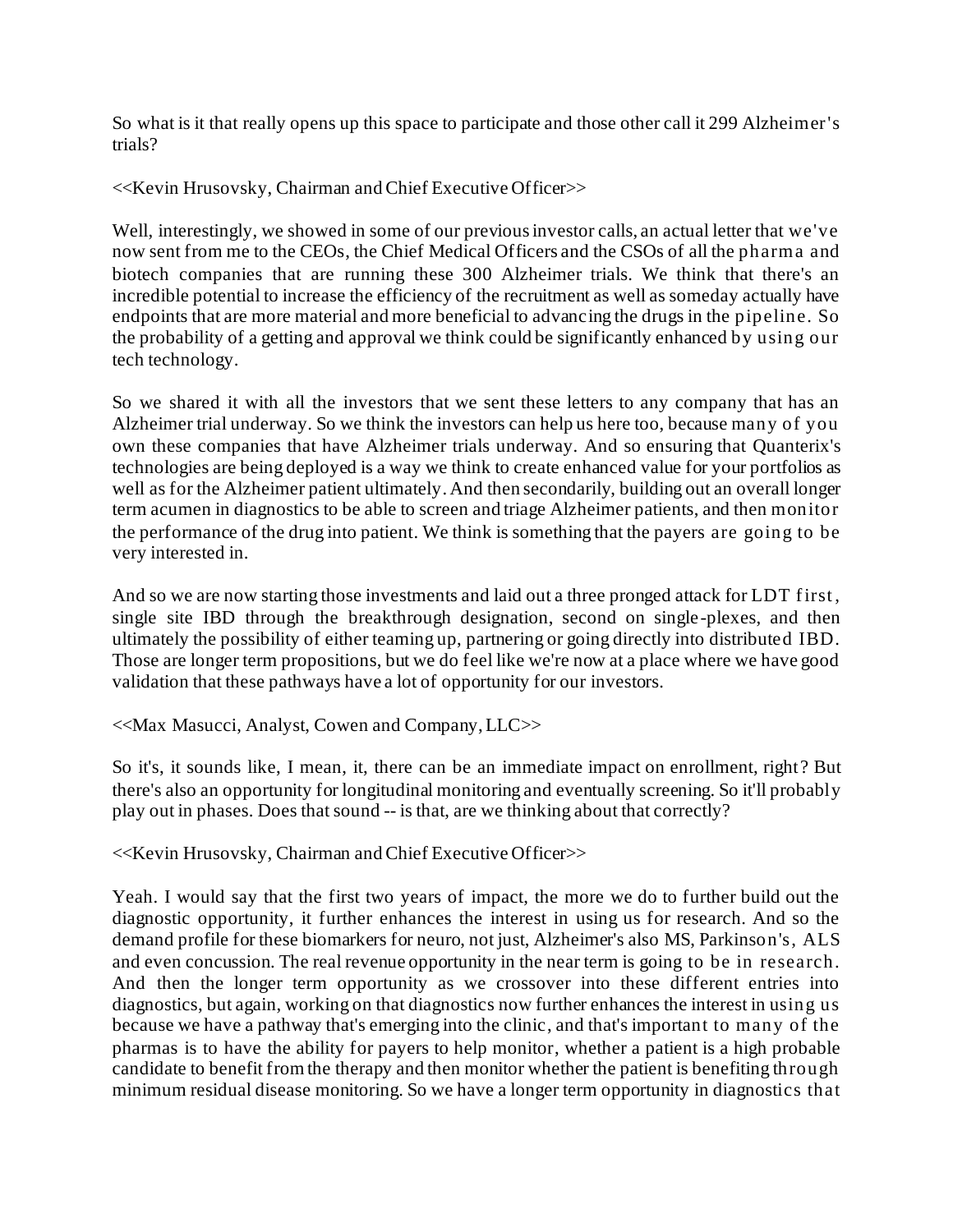So what is it that really opens up this space to participate and those other call it 299 Alzheimer's trials?

<<Kevin Hrusovsky, Chairman and Chief Executive Officer>>

Well, interestingly, we showed in some of our previous investor calls, an actual letter that we've now sent from me to the CEOs, the Chief Medical Officers and the CSOs of all the pharma and biotech companies that are running these 300 Alzheimer trials. We think that there's an incredible potential to increase the efficiency of the recruitment as well as someday actually have endpoints that are more material and more beneficial to advancing the drugs in the pipeline. So the probability of a getting and approval we think could be significantly enhanced by using our tech technology.

So we shared it with all the investors that we sent these letters to any company that has an Alzheimer trial underway. So we think the investors can help us here too, because many of you own these companies that have Alzheimer trials underway. And so ensuring that Quanterix's technologies are being deployed is a way we think to create enhanced value for your portfolios as well as for the Alzheimer patient ultimately. And then secondarily, building out an overall longer term acumen in diagnostics to be able to screen and triage Alzheimer patients, and then monitor the performance of the drug into patient. We think is something that the payers are going to be very interested in.

And so we are now starting those investments and laid out a three pronged attack for LDT first, single site IBD through the breakthrough designation, second on single-plexes, and then ultimately the possibility of either teaming up, partnering or going directly into distributed IBD. Those are longer term propositions, but we do feel like we're now at a place where we have good validation that these pathways have a lot of opportunity for our investors.

<<Max Masucci, Analyst, Cowen and Company, LLC>>

So it's, it sounds like, I mean, it, there can be an immediate impact on enrollment, right? But there's also an opportunity for longitudinal monitoring and eventually screening. So it'll probably play out in phases. Does that sound -- is that, are we thinking about that correctly?

<<Kevin Hrusovsky, Chairman and Chief Executive Officer>>

Yeah. I would say that the first two years of impact, the more we do to further build out the diagnostic opportunity, it further enhances the interest in using us for research. And so the demand profile for these biomarkers for neuro, not just, Alzheimer's also MS, Parkinson's, ALS and even concussion. The real revenue opportunity in the near term is going to be in research. And then the longer term opportunity as we crossover into these different entries into diagnostics, but again, working on that diagnostics now further enhances the interest in using us because we have a pathway that's emerging into the clinic, and that's important to many of the pharmas is to have the ability for payers to help monitor, whether a patient is a high probable candidate to benefit from the therapy and then monitor whether the patient is benefiting through minimum residual disease monitoring. So we have a longer term opportunity in diagnostics that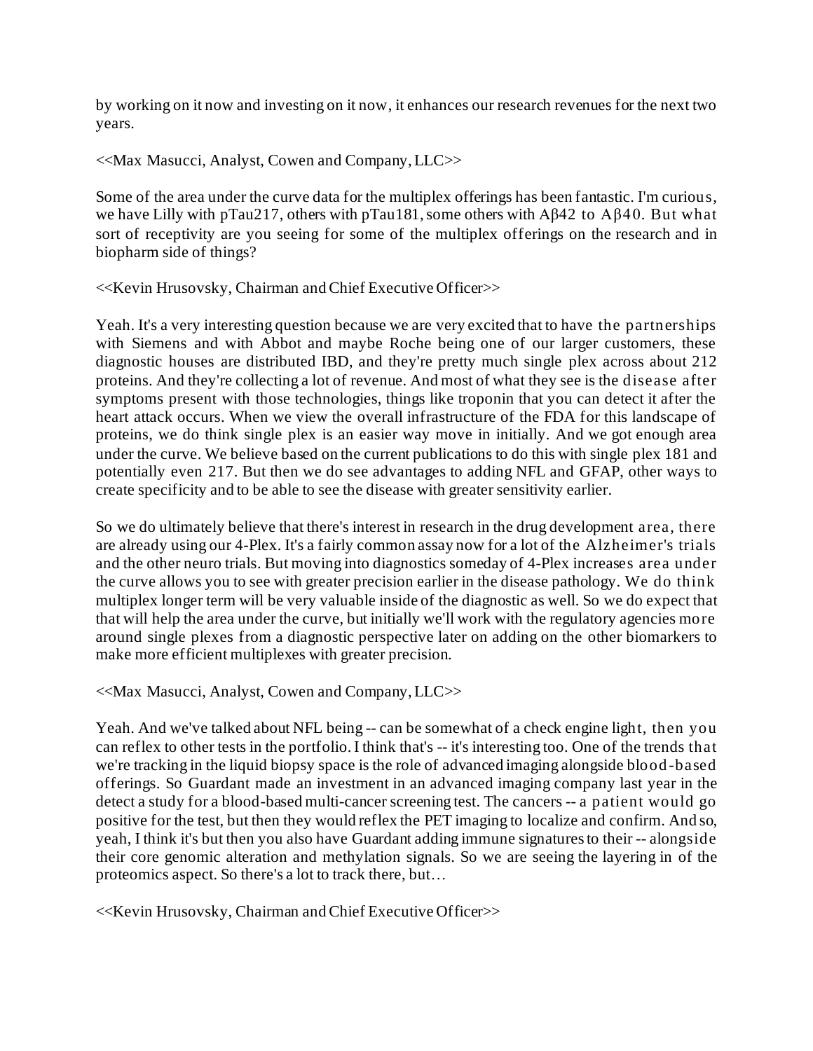by working on it now and investing on it now, it enhances our research revenues for the next two years.

<<Max Masucci, Analyst, Cowen and Company, LLC>>

Some of the area under the curve data for the multiplex offerings has been fantastic. I'm curious, we have Lilly with pTau217, others with pTau181, some others with Aβ42 to Aβ40. But what sort of receptivity are you seeing for some of the multiplex offerings on the research and in biopharm side of things?

<<Kevin Hrusovsky, Chairman and Chief Executive Officer>>

Yeah. It's a very interesting question because we are very excited that to have the partnerships with Siemens and with Abbot and maybe Roche being one of our larger customers, these diagnostic houses are distributed IBD, and they're pretty much single plex across about 212 proteins. And they're collecting a lot of revenue. And most of what they see is the disease after symptoms present with those technologies, things like troponin that you can detect it after the heart attack occurs. When we view the overall infrastructure of the FDA for this landscape of proteins, we do think single plex is an easier way move in initially. And we got enough area under the curve. We believe based on the current publications to do this with single plex 181 and potentially even 217. But then we do see advantages to adding NFL and GFAP, other ways to create specificity and to be able to see the disease with greater sensitivity earlier.

So we do ultimately believe that there's interest in research in the drug development area, there are already using our 4-Plex. It's a fairly common assay now for a lot of the Alzheimer's trials and the other neuro trials. But moving into diagnostics someday of 4-Plex increases area under the curve allows you to see with greater precision earlier in the disease pathology. We do think multiplex longer term will be very valuable inside of the diagnostic as well. So we do expect that that will help the area under the curve, but initially we'll work with the regulatory agencies more around single plexes from a diagnostic perspective later on adding on the other biomarkers to make more efficient multiplexes with greater precision.

<<Max Masucci, Analyst, Cowen and Company, LLC>>

Yeah. And we've talked about NFL being -- can be somewhat of a check engine light, then you can reflex to other tests in the portfolio. I think that's -- it's interesting too. One of the trends that we're tracking in the liquid biopsy space is the role of advanced imaging alongside blood-based offerings. So Guardant made an investment in an advanced imaging company last year in the detect a study for a blood-based multi-cancer screening test. The cancers -- a patient would go positive for the test, but then they would reflex the PET imaging to localize and confirm. And so, yeah, I think it's but then you also have Guardant adding immune signatures to their -- alongside their core genomic alteration and methylation signals. So we are seeing the layering in of the proteomics aspect. So there's a lot to track there, but…

<<Kevin Hrusovsky, Chairman and Chief Executive Officer>>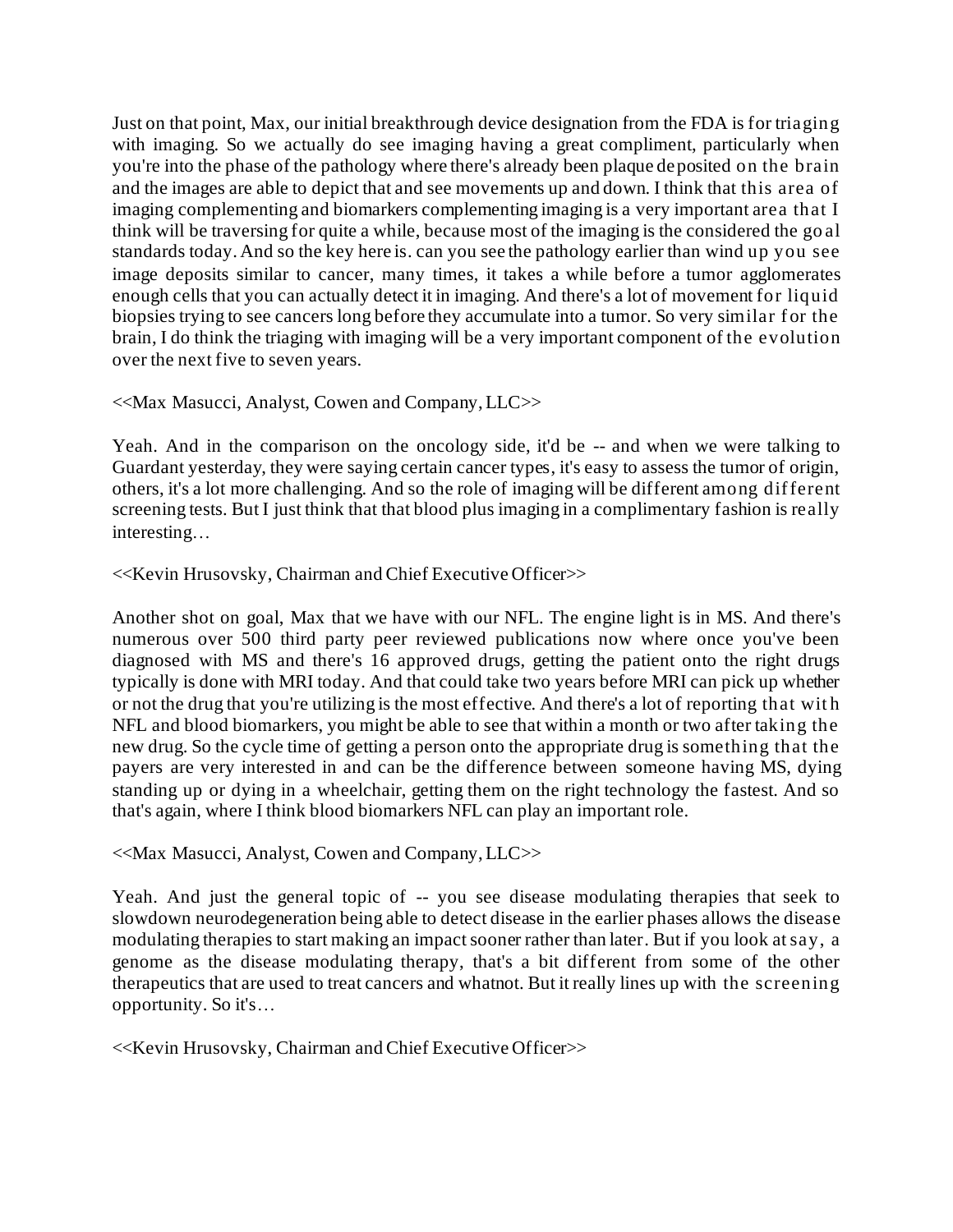Just on that point, Max, our initial breakthrough device designation from the FDA is for triaging with imaging. So we actually do see imaging having a great compliment, particularly when you're into the phase of the pathology where there's already been plaque deposited on the brain and the images are able to depict that and see movements up and down. I think that this area of imaging complementing and biomarkers complementing imaging is a very important area that I think will be traversing for quite a while, because most of the imaging is the considered the goal standards today. And so the key here is. can you see the pathology earlier than wind up you see image deposits similar to cancer, many times, it takes a while before a tumor agglomerates enough cells that you can actually detect it in imaging. And there's a lot of movement for liquid biopsies trying to see cancers long before they accumulate into a tumor. So very similar for the brain, I do think the triaging with imaging will be a very important component of the evolution over the next five to seven years.

<<Max Masucci, Analyst, Cowen and Company, LLC>>

Yeah. And in the comparison on the oncology side, it'd be -- and when we were talking to Guardant yesterday, they were saying certain cancer types, it's easy to assess the tumor of origin, others, it's a lot more challenging. And so the role of imaging will be different among different screening tests. But I just think that that blood plus imaging in a complimentary fashion is really interesting…

<<Kevin Hrusovsky, Chairman and Chief Executive Officer>>

Another shot on goal, Max that we have with our NFL. The engine light is in MS. And there's numerous over 500 third party peer reviewed publications now where once you've been diagnosed with MS and there's 16 approved drugs, getting the patient onto the right drugs typically is done with MRI today. And that could take two years before MRI can pick up whether or not the drug that you're utilizing is the most effective. And there's a lot of reporting that with NFL and blood biomarkers, you might be able to see that within a month or two after taking the new drug. So the cycle time of getting a person onto the appropriate drug is something that the payers are very interested in and can be the difference between someone having MS, dying standing up or dying in a wheelchair, getting them on the right technology the fastest. And so that's again, where I think blood biomarkers NFL can play an important role.

<<Max Masucci, Analyst, Cowen and Company, LLC>>

Yeah. And just the general topic of -- you see disease modulating therapies that seek to slowdown neurodegeneration being able to detect disease in the earlier phases allows the disease modulating therapies to start making an impact sooner rather than later. But if you look at say, a genome as the disease modulating therapy, that's a bit different from some of the other therapeutics that are used to treat cancers and whatnot. But it really lines up with the screening opportunity. So it's…

<<Kevin Hrusovsky, Chairman and Chief Executive Officer>>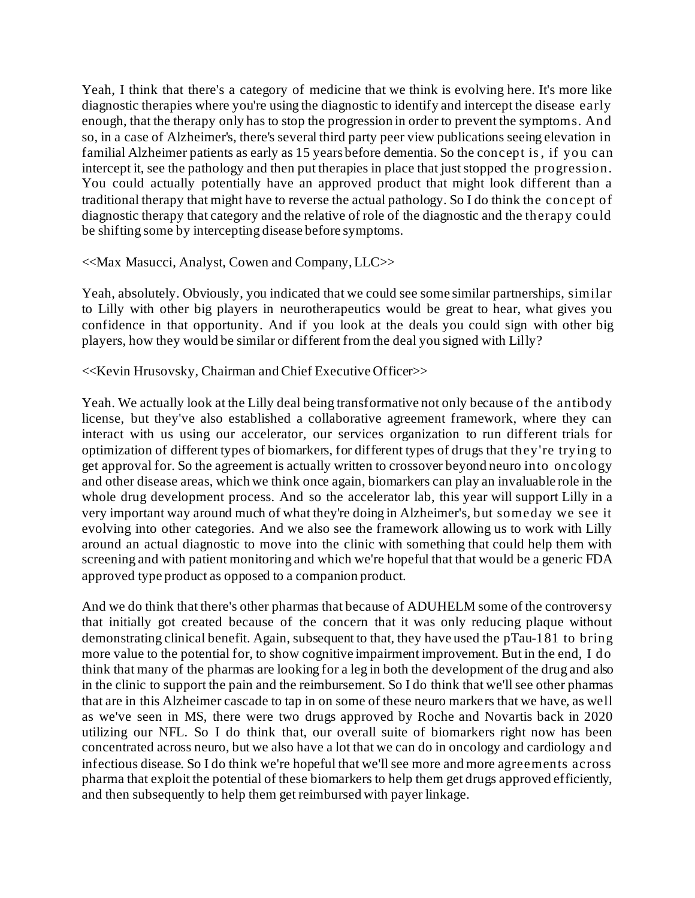Yeah, I think that there's a category of medicine that we think is evolving here. It's more like diagnostic therapies where you're using the diagnostic to identify and intercept the disease early enough, that the therapy only has to stop the progression in order to prevent the symptoms. And so, in a case of Alzheimer's, there's several third party peer view publications seeing elevation in familial Alzheimer patients as early as 15 years before dementia. So the concept is, if you can intercept it, see the pathology and then put therapies in place that just stopped the progression. You could actually potentially have an approved product that might look different than a traditional therapy that might have to reverse the actual pathology. So I do think the concept of diagnostic therapy that category and the relative of role of the diagnostic and the therapy could be shifting some by intercepting disease before symptoms.

<<Max Masucci, Analyst, Cowen and Company, LLC>>

Yeah, absolutely. Obviously, you indicated that we could see some similar partnerships, similar to Lilly with other big players in neurotherapeutics would be great to hear, what gives you confidence in that opportunity. And if you look at the deals you could sign with other big players, how they would be similar or different from the deal you signed with Lilly?

<<Kevin Hrusovsky, Chairman and Chief Executive Officer>>

Yeah. We actually look at the Lilly deal being transformative not only because of the antibody license, but they've also established a collaborative agreement framework, where they can interact with us using our accelerator, our services organization to run different trials for optimization of different types of biomarkers, for different types of drugs that they're trying to get approval for. So the agreement is actually written to crossover beyond neuro into oncology and other disease areas, which we think once again, biomarkers can play an invaluable role in the whole drug development process. And so the accelerator lab, this year will support Lilly in a very important way around much of what they're doing in Alzheimer's, but someday we see it evolving into other categories. And we also see the framework allowing us to work with Lilly around an actual diagnostic to move into the clinic with something that could help them with screening and with patient monitoring and which we're hopeful that that would be a generic FDA approved type product as opposed to a companion product.

And we do think that there's other pharmas that because of ADUHELM some of the controversy that initially got created because of the concern that it was only reducing plaque without demonstrating clinical benefit. Again, subsequent to that, they have used the pTau-181 to bring more value to the potential for, to show cognitive impairment improvement. But in the end, I do think that many of the pharmas are looking for a leg in both the development of the drug and also in the clinic to support the pain and the reimbursement. So I do think that we'll see other pharmas that are in this Alzheimer cascade to tap in on some of these neuro markers that we have, as well as we've seen in MS, there were two drugs approved by Roche and Novartis back in 2020 utilizing our NFL. So I do think that, our overall suite of biomarkers right now has been concentrated across neuro, but we also have a lot that we can do in oncology and cardiology and infectious disease. So I do think we're hopeful that we'll see more and more agreements across pharma that exploit the potential of these biomarkers to help them get drugs approved efficiently, and then subsequently to help them get reimbursed with payer linkage.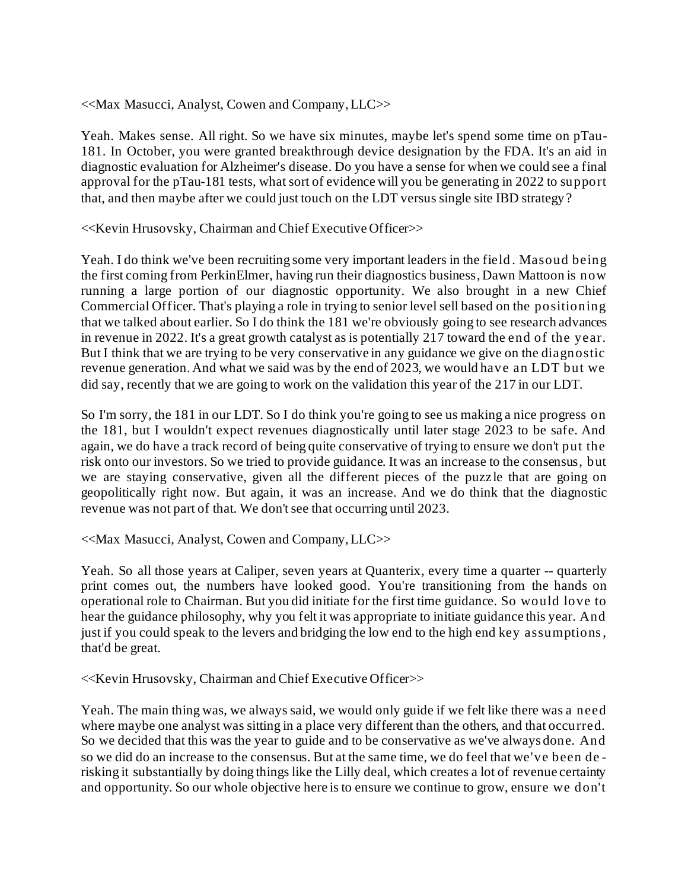<<Max Masucci, Analyst, Cowen and Company, LLC>>

Yeah. Makes sense. All right. So we have six minutes, maybe let's spend some time on pTau-181. In October, you were granted breakthrough device designation by the FDA. It's an aid in diagnostic evaluation for Alzheimer's disease. Do you have a sense for when we could see a final approval for the pTau-181 tests, what sort of evidence will you be generating in 2022 to support that, and then maybe after we could just touch on the LDT versus single site IBD strategy?

<<Kevin Hrusovsky, Chairman and Chief Executive Officer>>

Yeah. I do think we've been recruiting some very important leaders in the field. Masoud being the first coming from PerkinElmer, having run their diagnostics business, Dawn Mattoon is now running a large portion of our diagnostic opportunity. We also brought in a new Chief Commercial Officer. That's playing a role in trying to senior level sell based on the positioning that we talked about earlier. So I do think the 181 we're obviously going to see research advances in revenue in 2022. It's a great growth catalyst as is potentially 217 toward the end of the year. But I think that we are trying to be very conservative in any guidance we give on the diagnostic revenue generation. And what we said was by the end of 2023, we would have an LDT but we did say, recently that we are going to work on the validation this year of the 217 in our LDT.

So I'm sorry, the 181 in our LDT. So I do think you're going to see us making a nice progress on the 181, but I wouldn't expect revenues diagnostically until later stage 2023 to be safe. And again, we do have a track record of being quite conservative of trying to ensure we don't put the risk onto our investors. So we tried to provide guidance. It was an increase to the consensus, but we are staying conservative, given all the different pieces of the puzzle that are going on geopolitically right now. But again, it was an increase. And we do think that the diagnostic revenue was not part of that. We don't see that occurring until 2023.

<<Max Masucci, Analyst, Cowen and Company, LLC>>

Yeah. So all those years at Caliper, seven years at Quanterix, every time a quarter -- quarterly print comes out, the numbers have looked good. You're transitioning from the hands on operational role to Chairman. But you did initiate for the first time guidance. So would love to hear the guidance philosophy, why you felt it was appropriate to initiate guidance this year. And just if you could speak to the levers and bridging the low end to the high end key assumptions, that'd be great.

<<Kevin Hrusovsky, Chairman and Chief Executive Officer>>

Yeah. The main thing was, we always said, we would only guide if we felt like there was a need where maybe one analyst was sitting in a place very different than the others, and that occurred. So we decided that this was the year to guide and to be conservative as we've always done. And so we did do an increase to the consensus. But at the same time, we do feel that we've been de-risking it substantially by doing things like the Lilly deal, which creates a lot of revenue certainty and opportunity. So our whole objective here is to ensure we continue to grow, ensure we don't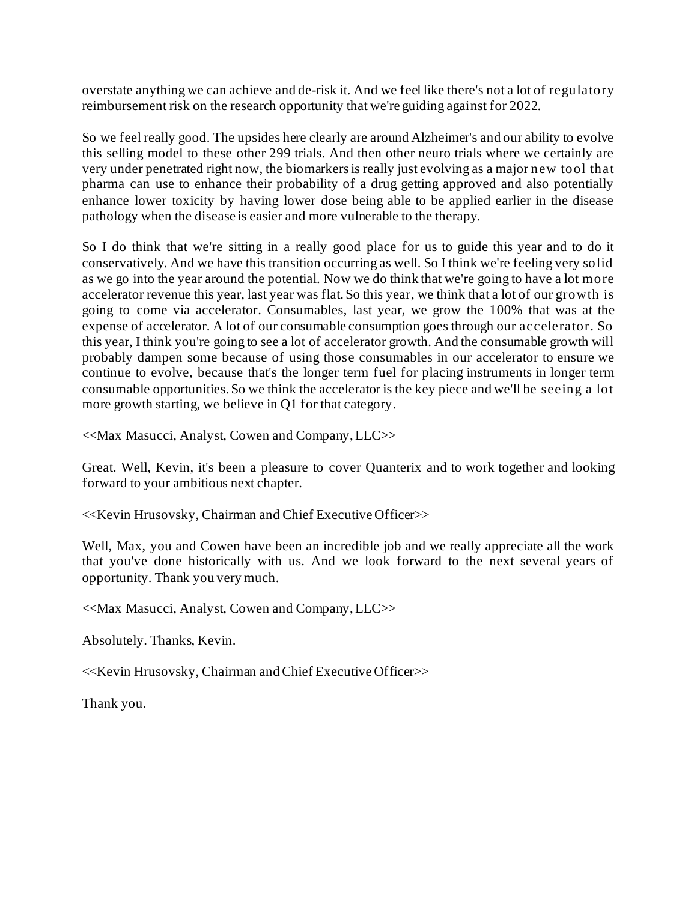overstate anything we can achieve and de-risk it. And we feel like there's not a lot of regulatory reimbursement risk on the research opportunity that we're guiding against for 2022.

So we feel really good. The upsides here clearly are around Alzheimer's and our ability to evolve this selling model to these other 299 trials. And then other neuro trials where we certainly are very under penetrated right now, the biomarkers is really just evolving as a major new tool that pharma can use to enhance their probability of a drug getting approved and also potentially enhance lower toxicity by having lower dose being able to be applied earlier in the disease pathology when the disease is easier and more vulnerable to the therapy.

So I do think that we're sitting in a really good place for us to guide this year and to do it conservatively. And we have this transition occurring as well. So I think we're feeling very solid as we go into the year around the potential. Now we do think that we're going to have a lot more accelerator revenue this year, last year was flat. So this year, we think that a lot of our growth is going to come via accelerator. Consumables, last year, we grow the 100% that was at the expense of accelerator. A lot of our consumable consumption goes through our accelerator. So this year, I think you're going to see a lot of accelerator growth. And the consumable growth will probably dampen some because of using those consumables in our accelerator to ensure we continue to evolve, because that's the longer term fuel for placing instruments in longer term consumable opportunities. So we think the accelerator is the key piece and we'll be seeing a lot more growth starting, we believe in Q1 for that category.

<<Max Masucci, Analyst, Cowen and Company, LLC>>

Great. Well, Kevin, it's been a pleasure to cover Quanterix and to work together and looking forward to your ambitious next chapter.

<<Kevin Hrusovsky, Chairman and Chief Executive Officer>>

Well, Max, you and Cowen have been an incredible job and we really appreciate all the work that you've done historically with us. And we look forward to the next several years of opportunity. Thank you very much.

<<Max Masucci, Analyst, Cowen and Company, LLC>>

Absolutely. Thanks, Kevin.

<<Kevin Hrusovsky, Chairman and Chief Executive Officer>>

Thank you.